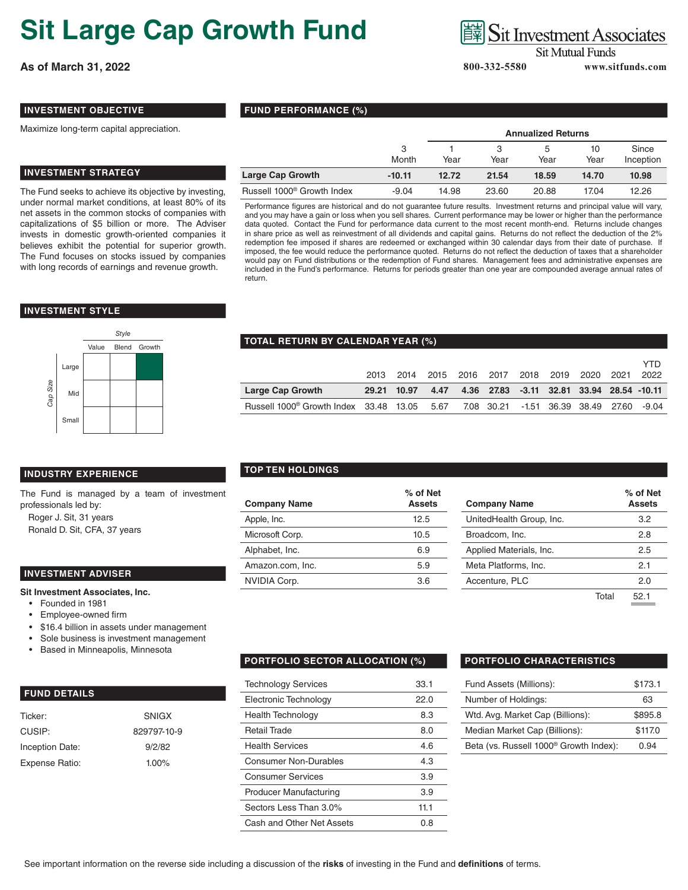# Sit Large Cap Growth Fund

**As of March 31, 2022**

Sit Investment Associates
Sit Mutual Funds
800-332-5580 www.sitfunds.com

## INVESTMENT OBJECTIVE

Maximize long-term capital appreciation.

## INVESTMENT STRATEGY

The Fund seeks to achieve its objective by investing, under normal market conditions, at least 80% of its net assets in the common stocks of companies with capitalizations of $5 billion or more. The Adviser invests in domestic growth-oriented companies it believes exhibit the potential for superior growth. The Fund focuses on stocks issued by companies with long records of earnings and revenue growth.

## INVESTMENT STYLE

| Cap Size \ Style | Value | Blend | Growth |
|---|---|---|---|
| Large | | | ■ |
| Mid | | | |
| Small | | | |

## INDUSTRY EXPERIENCE

The Fund is managed by a team of investment professionals led by:

Roger J. Sit, 31 years
Ronald D. Sit, CFA, 37 years

## INVESTMENT ADVISER

**Sit Investment Associates, Inc.**

- Founded in 1981
- Employee-owned firm
- $16.4 billion in assets under management
- Sole business is investment management
- Based in Minneapolis, Minnesota

## FUND DETAILS

| | |
|---|---|
| Ticker: | SNIGX |
| CUSIP: | 829797-10-9 |
| Inception Date: | 9/2/82 |
| Expense Ratio: | 1.00% |

## FUND PERFORMANCE (%)

| | 3 Month | Annualized Returns 1 Year | 3 Year | 5 Year | 10 Year | Since Inception |
|---|---|---|---|---|---|---|
| **Large Cap Growth** | **-10.11** | **12.72** | **21.54** | **18.59** | **14.70** | **10.98** |
| Russell 1000® Growth Index | -9.04 | 14.98 | 23.60 | 20.88 | 17.04 | 12.26 |

Performance figures are historical and do not guarantee future results. Investment returns and principal value will vary, and you may have a gain or loss when you sell shares. Current performance may be lower or higher than the performance data quoted. Contact the Fund for performance data current to the most recent month-end. Returns include changes in share price as well as reinvestment of all dividends and capital gains. Returns do not reflect the deduction of the 2% redemption fee imposed if shares are redeemed or exchanged within 30 calendar days from their date of purchase. If imposed, the fee would reduce the performance quoted. Returns do not reflect the deduction of taxes that a shareholder would pay on Fund distributions or the redemption of Fund shares. Management fees and administrative expenses are included in the Fund's performance. Returns for periods greater than one year are compounded average annual rates of return.

## TOTAL RETURN BY CALENDAR YEAR (%)

| | 2013 | 2014 | 2015 | 2016 | 2017 | 2018 | 2019 | 2020 | 2021 | YTD 2022 |
|---|---|---|---|---|---|---|---|---|---|---|
| **Large Cap Growth** | **29.21** | **10.97** | **4.47** | **4.36** | **27.83** | **-3.11** | **32.81** | **33.94** | **28.54** | **-10.11** |
| Russell 1000® Growth Index | 33.48 | 13.05 | 5.67 | 7.08 | 30.21 | -1.51 | 36.39 | 38.49 | 27.60 | -9.04 |

## TOP TEN HOLDINGS

| Company Name | % of Net Assets | Company Name | % of Net Assets |
|---|---|---|---|
| Apple, Inc. | 12.5 | UnitedHealth Group, Inc. | 3.2 |
| Microsoft Corp. | 10.5 | Broadcom, Inc. | 2.8 |
| Alphabet, Inc. | 6.9 | Applied Materials, Inc. | 2.5 |
| Amazon.com, Inc. | 5.9 | Meta Platforms, Inc. | 2.1 |
| NVIDIA Corp. | 3.6 | Accenture, PLC | 2.0 |
| | | Total | 52.1 |

## PORTFOLIO SECTOR ALLOCATION (%)

| | |
|---|---|
| Technology Services | 33.1 |
| Electronic Technology | 22.0 |
| Health Technology | 8.3 |
| Retail Trade | 8.0 |
| Health Services | 4.6 |
| Consumer Non-Durables | 4.3 |
| Consumer Services | 3.9 |
| Producer Manufacturing | 3.9 |
| Sectors Less Than 3.0% | 11.1 |
| Cash and Other Net Assets | 0.8 |

## PORTFOLIO CHARACTERISTICS

| | |
|---|---|
| Fund Assets (Millions): | $173.1 |
| Number of Holdings: | 63 |
| Wtd. Avg. Market Cap (Billions): | $895.8 |
| Median Market Cap (Billions): | $117.0 |
| Beta (vs. Russell 1000® Growth Index): | 0.94 |

See important information on the reverse side including a discussion of the **risks** of investing in the Fund and **definitions** of terms.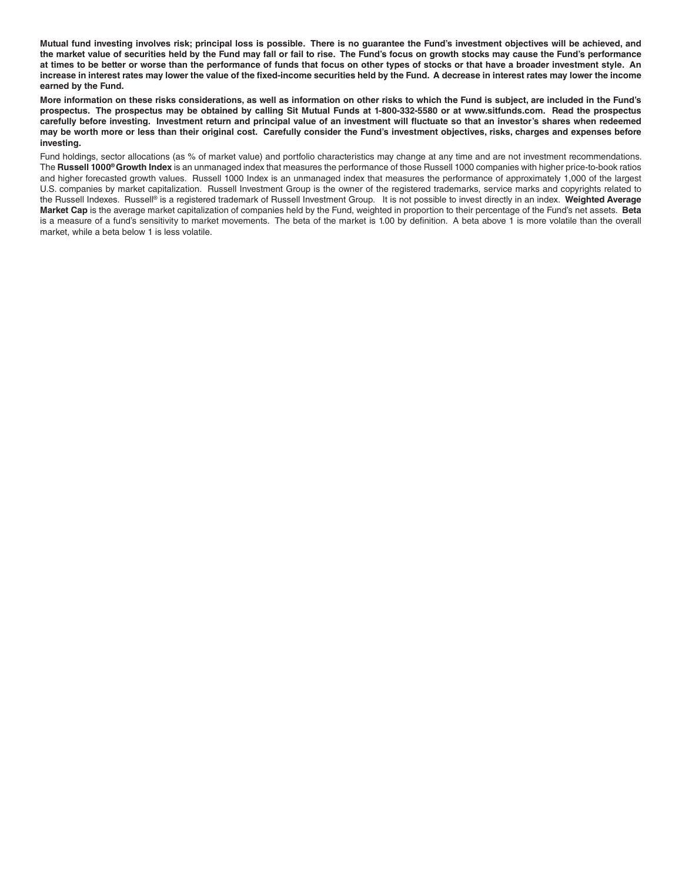**Mutual fund investing involves risk; principal loss is possible. There is no guarantee the Fund's investment objectives will be achieved, and the market value of securities held by the Fund may fall or fail to rise. The Fund's focus on growth stocks may cause the Fund's performance at times to be better or worse than the performance of funds that focus on other types of stocks or that have a broader investment style. An increase in interest rates may lower the value of the fixed-income securities held by the Fund. A decrease in interest rates may lower the income earned by the Fund.**

**More information on these risks considerations, as well as information on other risks to which the Fund is subject, are included in the Fund's prospectus. The prospectus may be obtained by calling Sit Mutual Funds at 1-800-332-5580 or at www.sitfunds.com. Read the prospectus carefully before investing. Investment return and principal value of an investment will fluctuate so that an investor's shares when redeemed may be worth more or less than their original cost. Carefully consider the Fund's investment objectives, risks, charges and expenses before investing.**

Fund holdings, sector allocations (as % of market value) and portfolio characteristics may change at any time and are not investment recommendations. The **Russell 1000® Growth Index** is an unmanaged index that measures the performance of those Russell 1000 companies with higher price-to-book ratios and higher forecasted growth values. Russell 1000 Index is an unmanaged index that measures the performance of approximately 1,000 of the largest U.S. companies by market capitalization. Russell Investment Group is the owner of the registered trademarks, service marks and copyrights related to the Russell Indexes. Russell® is a registered trademark of Russell Investment Group. It is not possible to invest directly in an index. **Weighted Average Market Cap** is the average market capitalization of companies held by the Fund, weighted in proportion to their percentage of the Fund's net assets. **Beta** is a measure of a fund's sensitivity to market movements. The beta of the market is 1.00 by definition. A beta above 1 is more volatile than the overall market, while a beta below 1 is less volatile.